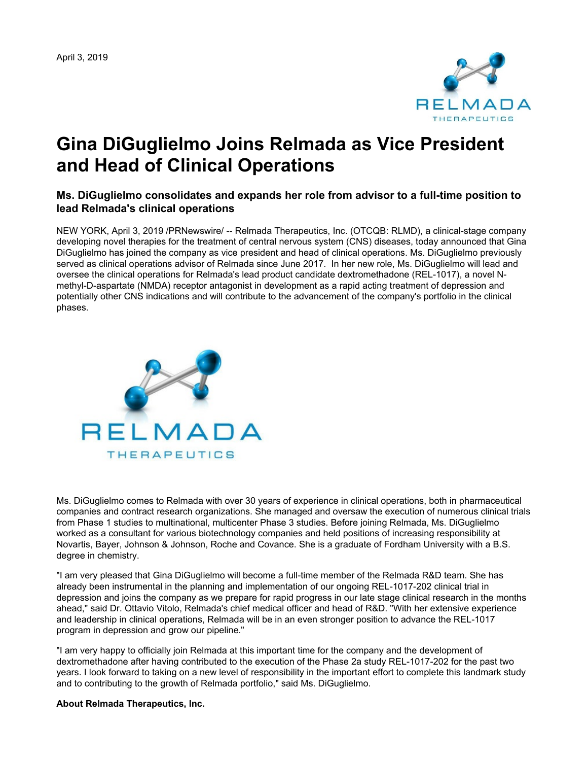April 3, 2019

# Gina DiGuglielmo Joins Relmada as Vice President and Head of Clinical Operations

### Ms. DiGuglielmo consolidates and expands her role from advisor to a full-time position to lead Relmada's clinical operations

NEW YORK, April 3, 2019 /PRNewswire/ -- Relmada Therapeutics, Inc. (OTCQB: RLMD), a clinical-stage company developing novel therapies for the treatment of central nervous system (CNS) diseases, today announced that Gina DiGuglielmo has joined the company as vice president and head of clinical operations. Ms. DiGuglielmo previously served as clinical operations advisor of Relmada since June 2017. In her new role, Ms. DiGuglielmo will lead and oversee the clinical operations for Relmada's lead product candidate dextromethadone (REL-1017), a novel N-methyl-D-aspartate (NMDA) receptor antagonist in development as a rapid acting treatment of depression and potentially other CNS indications and will contribute to the advancement of the company's portfolio in the clinical phases.

Ms. DiGuglielmo comes to Relmada with over 30 years of experience in clinical operations, both in pharmaceutical companies and contract research organizations. She managed and oversaw the execution of numerous clinical trials from Phase 1 studies to multinational, multicenter Phase 3 studies. Before joining Relmada, Ms. DiGuglielmo worked as a consultant for various biotechnology companies and held positions of increasing responsibility at Novartis, Bayer, Johnson & Johnson, Roche and Covance. She is a graduate of Fordham University with a B.S. degree in chemistry.

"I am very pleased that Gina DiGuglielmo will become a full-time member of the Relmada R&D team. She has already been instrumental in the planning and implementation of our ongoing REL-1017-202 clinical trial in depression and joins the company as we prepare for rapid progress in our late stage clinical research in the months ahead," said Dr. Ottavio Vitolo, Relmada's chief medical officer and head of R&D. "With her extensive experience and leadership in clinical operations, Relmada will be in an even stronger position to advance the REL-1017 program in depression and grow our pipeline."

"I am very happy to officially join Relmada at this important time for the company and the development of dextromethadone after having contributed to the execution of the Phase 2a study REL-1017-202 for the past two years. I look forward to taking on a new level of responsibility in the important effort to complete this landmark study and to contributing to the growth of Relmada portfolio," said Ms. DiGuglielmo.

**About Relmada Therapeutics, Inc.**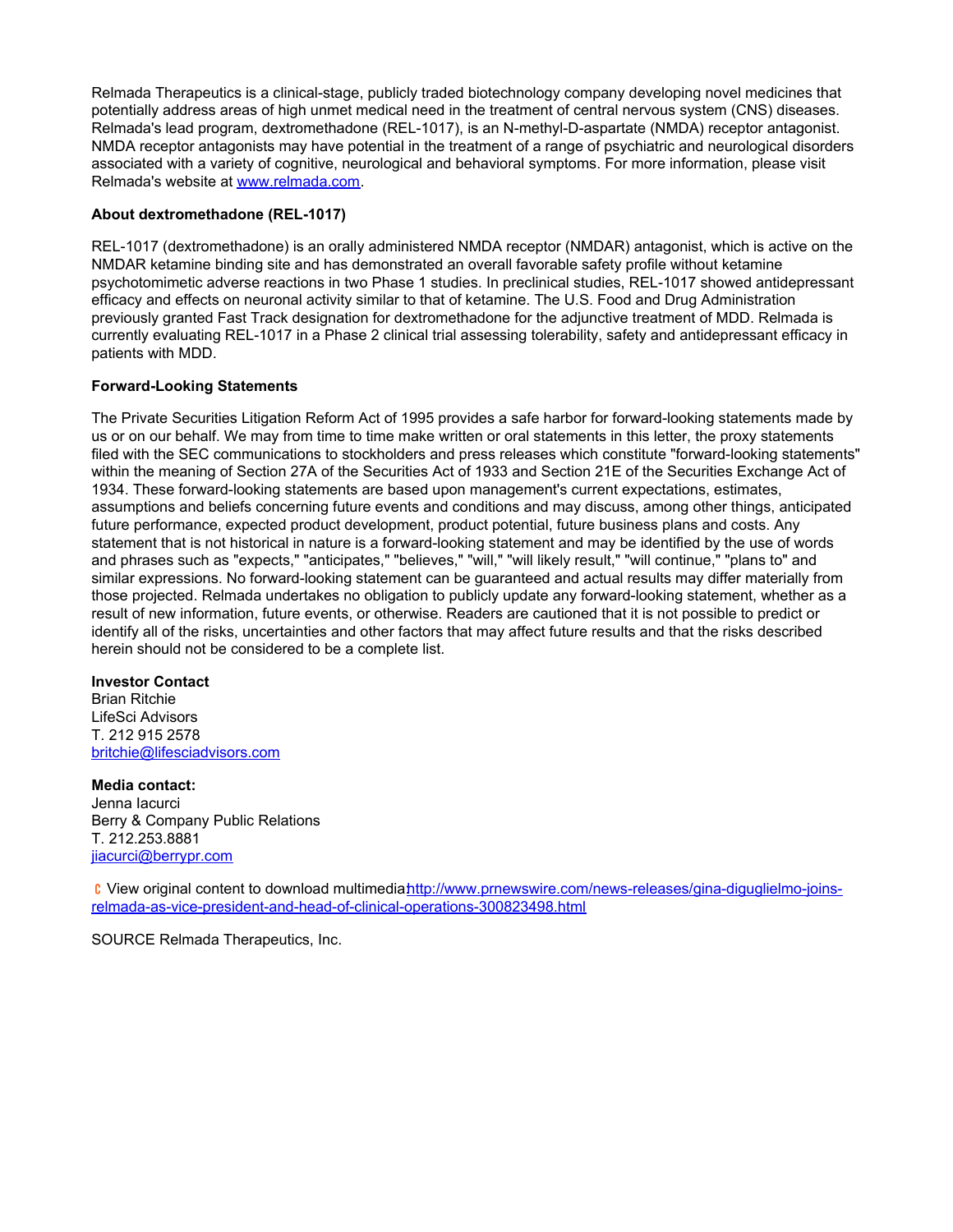Relmada Therapeutics is a clinical-stage, publicly traded biotechnology company developing novel medicines that potentially address areas of high unmet medical need in the treatment of central nervous system (CNS) diseases. Relmada's lead program, dextromethadone (REL-1017), is an N-methyl-D-aspartate (NMDA) receptor antagonist. NMDA receptor antagonists may have potential in the treatment of a range of psychiatric and neurological disorders associated with a variety of cognitive, neurological and behavioral symptoms. For more information, please visit Relmada's website at [www.relmada.com](http://www.relmada.com).

**About dextromethadone (REL-1017)**

REL-1017 (dextromethadone) is an orally administered NMDA receptor (NMDAR) antagonist, which is active on the NMDAR ketamine binding site and has demonstrated an overall favorable safety profile without ketamine psychotomimetic adverse reactions in two Phase 1 studies. In preclinical studies, REL-1017 showed antidepressant efficacy and effects on neuronal activity similar to that of ketamine. The U.S. Food and Drug Administration previously granted Fast Track designation for dextromethadone for the adjunctive treatment of MDD. Relmada is currently evaluating REL-1017 in a Phase 2 clinical trial assessing tolerability, safety and antidepressant efficacy in patients with MDD.

**Forward-Looking Statements**

The Private Securities Litigation Reform Act of 1995 provides a safe harbor for forward-looking statements made by us or on our behalf. We may from time to time make written or oral statements in this letter, the proxy statements filed with the SEC communications to stockholders and press releases which constitute "forward-looking statements" within the meaning of Section 27A of the Securities Act of 1933 and Section 21E of the Securities Exchange Act of 1934. These forward-looking statements are based upon management's current expectations, estimates, assumptions and beliefs concerning future events and conditions and may discuss, among other things, anticipated future performance, expected product development, product potential, future business plans and costs. Any statement that is not historical in nature is a forward-looking statement and may be identified by the use of words and phrases such as "expects," "anticipates," "believes," "will," "will likely result," "will continue," "plans to" and similar expressions. No forward-looking statement can be guaranteed and actual results may differ materially from those projected. Relmada undertakes no obligation to publicly update any forward-looking statement, whether as a result of new information, future events, or otherwise. Readers are cautioned that it is not possible to predict or identify all of the risks, uncertainties and other factors that may affect future results and that the risks described herein should not be considered to be a complete list.

**Investor Contact**
Brian Ritchie
LifeSci Advisors
T. 212 915 2578
[britchie@lifesciadvisors.com](mailto:britchie@lifesciadvisors.com)

**Media contact:**
Jenna Iacurci
Berry & Company Public Relations
T. 212.253.8881
[jiacurci@berrypr.com](mailto:jiacurci@berrypr.com)

View original content to download multimedia:[http://www.prnewswire.com/news-releases/gina-diguglielmo-joins-relmada-as-vice-president-and-head-of-clinical-operations-300823498.html](http://www.prnewswire.com/news-releases/gina-diguglielmo-joins-relmada-as-vice-president-and-head-of-clinical-operations-300823498.html)

SOURCE Relmada Therapeutics, Inc.